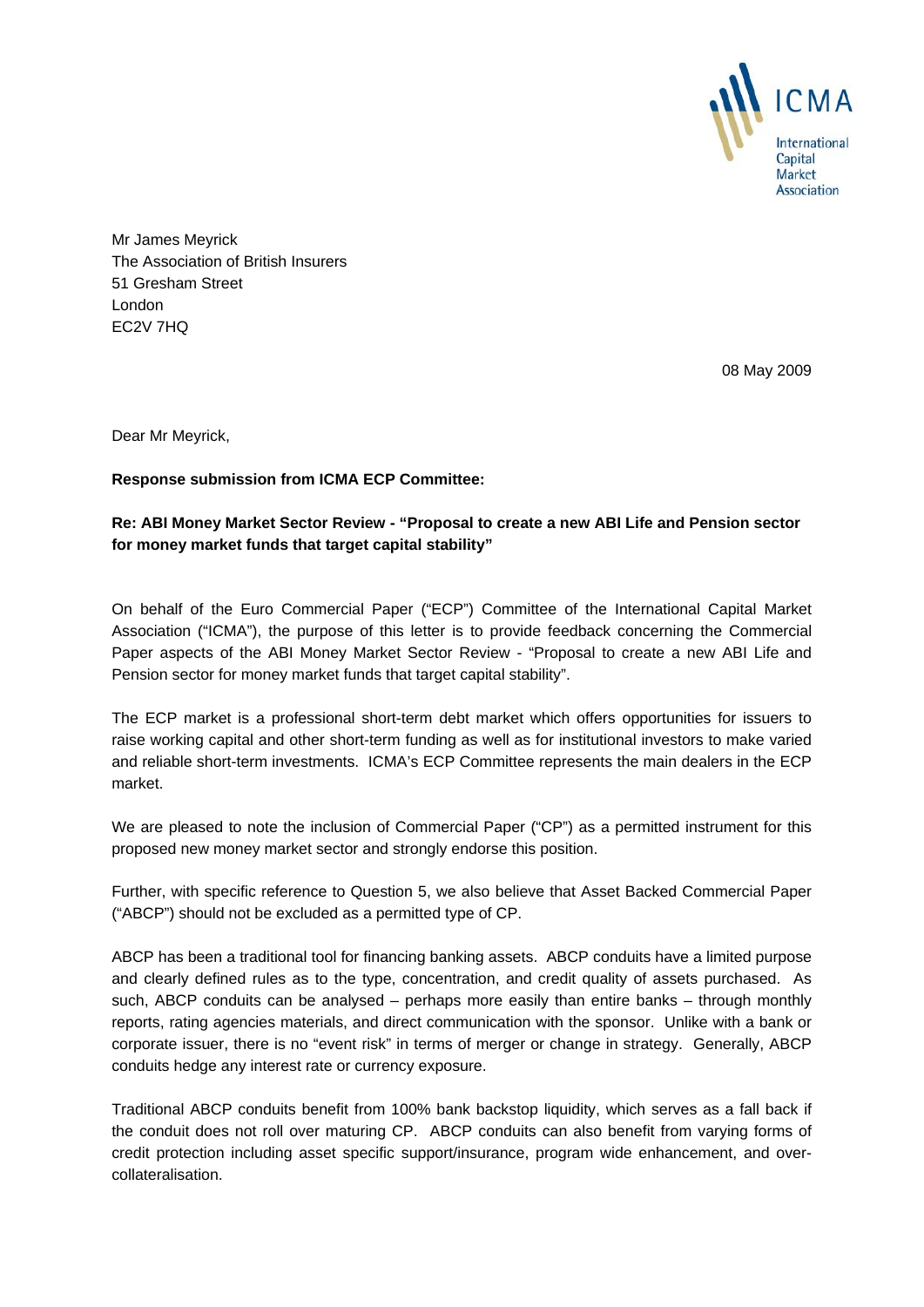ICMA
International Capital Market Association

Mr James Meyrick
The Association of British Insurers
51 Gresham Street
London
EC2V 7HQ

08 May 2009

Dear Mr Meyrick,

**Response submission from ICMA ECP Committee:**

**Re: ABI Money Market Sector Review - "Proposal to create a new ABI Life and Pension sector for money market funds that target capital stability"**

On behalf of the Euro Commercial Paper ("ECP") Committee of the International Capital Market Association ("ICMA"), the purpose of this letter is to provide feedback concerning the Commercial Paper aspects of the ABI Money Market Sector Review - "Proposal to create a new ABI Life and Pension sector for money market funds that target capital stability".

The ECP market is a professional short-term debt market which offers opportunities for issuers to raise working capital and other short-term funding as well as for institutional investors to make varied and reliable short-term investments. ICMA's ECP Committee represents the main dealers in the ECP market.

We are pleased to note the inclusion of Commercial Paper ("CP") as a permitted instrument for this proposed new money market sector and strongly endorse this position.

Further, with specific reference to Question 5, we also believe that Asset Backed Commercial Paper ("ABCP") should not be excluded as a permitted type of CP.

ABCP has been a traditional tool for financing banking assets. ABCP conduits have a limited purpose and clearly defined rules as to the type, concentration, and credit quality of assets purchased. As such, ABCP conduits can be analysed – perhaps more easily than entire banks – through monthly reports, rating agencies materials, and direct communication with the sponsor. Unlike with a bank or corporate issuer, there is no "event risk" in terms of merger or change in strategy. Generally, ABCP conduits hedge any interest rate or currency exposure.

Traditional ABCP conduits benefit from 100% bank backstop liquidity, which serves as a fall back if the conduit does not roll over maturing CP. ABCP conduits can also benefit from varying forms of credit protection including asset specific support/insurance, program wide enhancement, and over-collateralisation.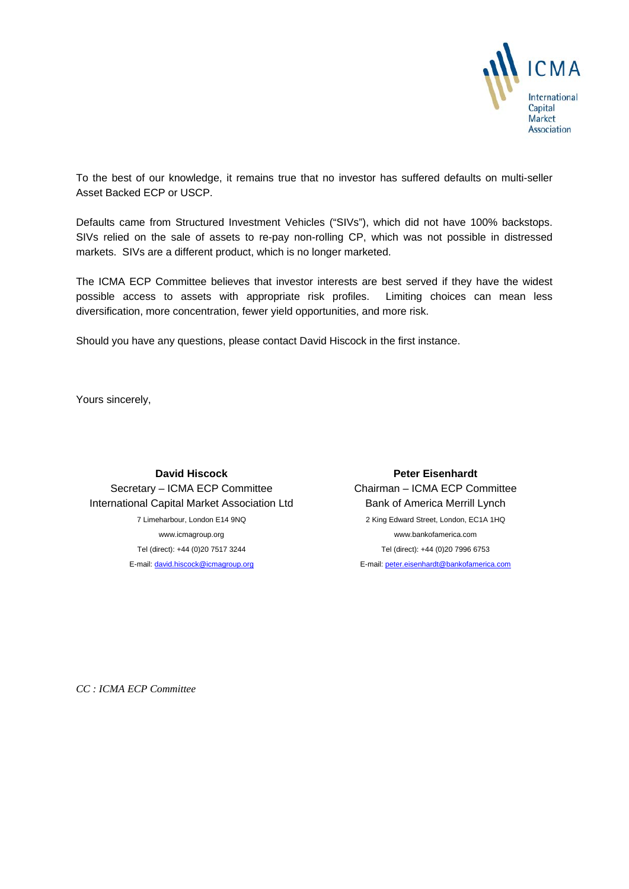To the best of our knowledge, it remains true that no investor has suffered defaults on multi-seller Asset Backed ECP or USCP.

Defaults came from Structured Investment Vehicles ("SIVs"), which did not have 100% backstops. SIVs relied on the sale of assets to re-pay non-rolling CP, which was not possible in distressed markets. SIVs are a different product, which is no longer marketed.

The ICMA ECP Committee believes that investor interests are best served if they have the widest possible access to assets with appropriate risk profiles. Limiting choices can mean less diversification, more concentration, fewer yield opportunities, and more risk.

Should you have any questions, please contact David Hiscock in the first instance.

Yours sincerely,

**David Hiscock**
Secretary – ICMA ECP Committee
International Capital Market Association Ltd
7 Limeharbour, London E14 9NQ
www.icmagroup.org
Tel (direct): +44 (0)20 7517 3244
E-mail: david.hiscock@icmagroup.org

**Peter Eisenhardt**
Chairman – ICMA ECP Committee
Bank of America Merrill Lynch
2 King Edward Street, London, EC1A 1HQ
www.bankofamerica.com
Tel (direct): +44 (0)20 7996 6753
E-mail: peter.eisenhardt@bankofamerica.com

*CC : ICMA ECP Committee*